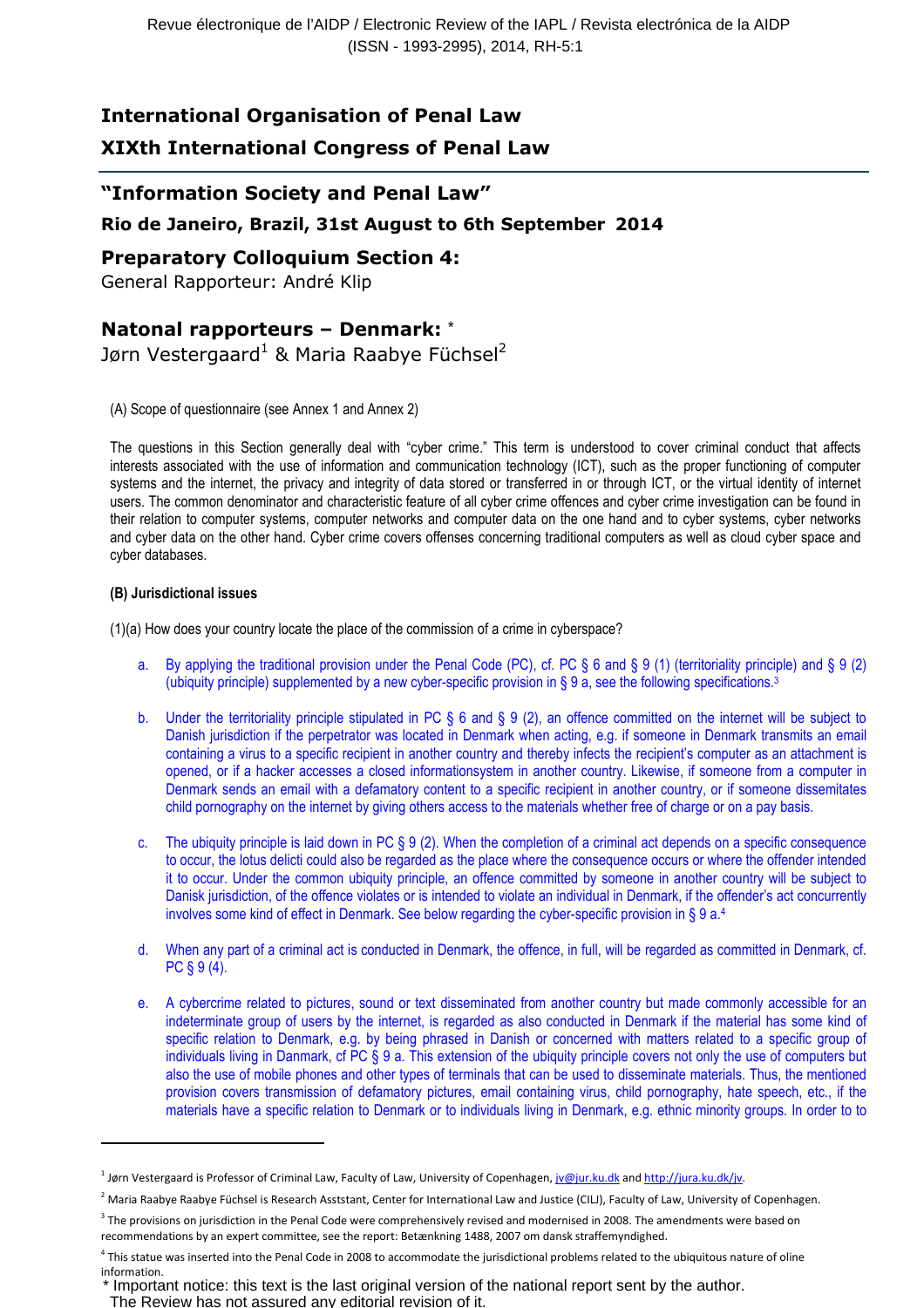# International Organisation of Penal Law

# XIXth International Congress of Penal Law

## "Information Society and Penal Law"

### Rio de Janeiro, Brazil, 31st August to 6th September 2014

## Preparatory Colloquium Section 4:

General Rapporteur: André Klip

## Natonal rapporteurs – Denmark: *

Jørn Vestergaard[1] & Maria Raabye Füchsel[2]

(A) Scope of questionnaire (see Annex 1 and Annex 2)

The questions in this Section generally deal with "cyber crime." This term is understood to cover criminal conduct that affects interests associated with the use of information and communication technology (ICT), such as the proper functioning of computer systems and the internet, the privacy and integrity of data stored or transferred in or through ICT, or the virtual identity of internet users. The common denominator and characteristic feature of all cyber crime offences and cyber crime investigation can be found in their relation to computer systems, computer networks and computer data on the one hand and to cyber systems, cyber networks and cyber data on the other hand. Cyber crime covers offenses concerning traditional computers as well as cloud cyber space and cyber databases.

**(B) Jurisdictional issues**

(1)(a) How does your country locate the place of the commission of a crime in cyberspace?

a. By applying the traditional provision under the Penal Code (PC), cf. PC § 6 and § 9 (1) (territoriality principle) and § 9 (2) (ubiquity principle) supplemented by a new cyber-specific provision in § 9 a, see the following specifications.[3]

b. Under the territoriality principle stipulated in PC § 6 and § 9 (2), an offence committed on the internet will be subject to Danish jurisdiction if the perpetrator was located in Denmark when acting, e.g. if someone in Denmark transmits an email containing a virus to a specific recipient in another country and thereby infects the recipient's computer as an attachment is opened, or if a hacker accesses a closed informationsystem in another country. Likewise, if someone from a computer in Denmark sends an email with a defamatory content to a specific recipient in another country, or if someone dissemitates child pornography on the internet by giving others access to the materials whether free of charge or on a pay basis.

c. The ubiquity principle is laid down in PC § 9 (2). When the completion of a criminal act depends on a specific consequence to occur, the lotus delicti could also be regarded as the place where the consequence occurs or where the offender intended it to occur. Under the common ubiquity principle, an offence committed by someone in another country will be subject to Danish jurisdiction, of the offence violates or is intended to violate an individual in Denmark, if the offender's act concurrently involves some kind of effect in Denmark. See below regarding the cyber-specific provision in § 9 a.[4]

d. When any part of a criminal act is conducted in Denmark, the offence, in full, will be regarded as committed in Denmark, cf. PC § 9 (4).

e. A cybercrime related to pictures, sound or text disseminated from another country but made commonly accessible for an indeterminate group of users by the internet, is regarded as also conducted in Denmark if the material has some kind of specific relation to Denmark, e.g. by being phrased in Danish or concerned with matters related to a specific group of individuals living in Danmark, cf PC § 9 a. This extension of the ubiquity principle covers not only the use of computers but also the use of mobile phones and other types of terminals that can be used to disseminate materials. Thus, the mentioned provision covers transmission of defamatory pictures, email containing virus, child pornography, hate speech, etc., if the materials have a specific relation to Denmark or to individuals living in Denmark, e.g. ethnic minority groups. In order to to

---

[1] Jørn Vestergaard is Professor of Criminal Law, Faculty of Law, University of Copenhagen, jv@jur.ku.dk and http://jura.ku.dk/jv.

[2] Maria Raabye Raabye Füchsel is Research Asststant, Center for International Law and Justice (CILJ), Faculty of Law, University of Copenhagen.

[3] The provisions on jurisdiction in the Penal Code were comprehensively revised and modernised in 2008. The amendments were based on recommendations by an expert committee, see the report: Betænkning 1488, 2007 om dansk straffemyndighed.

[4] This statue was inserted into the Penal Code in 2008 to accommodate the jurisdictional problems related to the ubiquitous nature of oline information.

* Important notice: this text is the last original version of the national report sent by the author. The Review has not assured any editorial revision of it.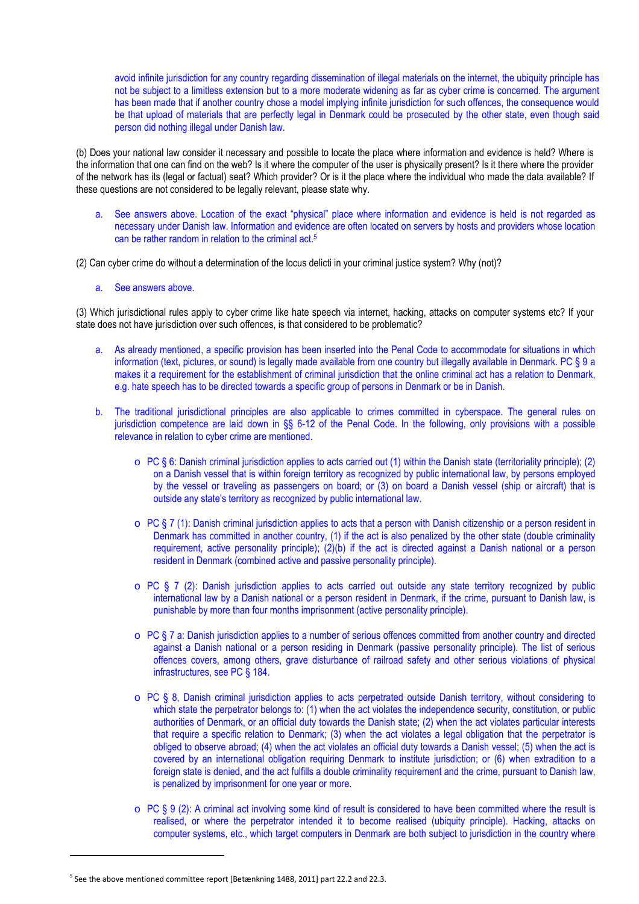avoid infinite jurisdiction for any country regarding dissemination of illegal materials on the internet, the ubiquity principle has not be subject to a limitless extension but to a more moderate widening as far as cyber crime is concerned. The argument has been made that if another country chose a model implying infinite jurisdiction for such offences, the consequence would be that upload of materials that are perfectly legal in Denmark could be prosecuted by the other state, even though said person did nothing illegal under Danish law.

(b) Does your national law consider it necessary and possible to locate the place where information and evidence is held? Where is the information that one can find on the web? Is it where the computer of the user is physically present? Is it there where the provider of the network has its (legal or factual) seat? Which provider? Or is it the place where the individual who made the data available? If these questions are not considered to be legally relevant, please state why.

a. See answers above. Location of the exact "physical" place where information and evidence is held is not regarded as necessary under Danish law. Information and evidence are often located on servers by hosts and providers whose location can be rather random in relation to the criminal act.[5]

(2) Can cyber crime do without a determination of the locus delicti in your criminal justice system? Why (not)?

a. See answers above.

(3) Which jurisdictional rules apply to cyber crime like hate speech via internet, hacking, attacks on computer systems etc? If your state does not have jurisdiction over such offences, is that considered to be problematic?

a. As already mentioned, a specific provision has been inserted into the Penal Code to accommodate for situations in which information (text, pictures, or sound) is legally made available from one country but illegally available in Denmark. PC § 9 a makes it a requirement for the establishment of criminal jurisdiction that the online criminal act has a relation to Denmark, e.g. hate speech has to be directed towards a specific group of persons in Denmark or be in Danish.

b. The traditional jurisdictional principles are also applicable to crimes committed in cyberspace. The general rules on jurisdiction competence are laid down in §§ 6-12 of the Penal Code. In the following, only provisions with a possible relevance in relation to cyber crime are mentioned.

   - PC § 6: Danish criminal jurisdiction applies to acts carried out (1) within the Danish state (territoriality principle); (2) on a Danish vessel that is within foreign territory as recognized by public international law, by persons employed by the vessel or traveling as passengers on board; or (3) on board a Danish vessel (ship or aircraft) that is outside any state's territory as recognized by public international law.

   - PC § 7 (1): Danish criminal jurisdiction applies to acts that a person with Danish citizenship or a person resident in Denmark has committed in another country, (1) if the act is also penalized by the other state (double criminality requirement, active personality principle); (2)(b) if the act is directed against a Danish national or a person resident in Denmark (combined active and passive personality principle).

   - PC § 7 (2): Danish jurisdiction applies to acts carried out outside any state territory recognized by public international law by a Danish national or a person resident in Denmark, if the crime, pursuant to Danish law, is punishable by more than four months imprisonment (active personality principle).

   - PC § 7 a: Danish jurisdiction applies to a number of serious offences committed from another country and directed against a Danish national or a person residing in Denmark (passive personality principle). The list of serious offences covers, among others, grave disturbance of railroad safety and other serious violations of physical infrastructures, see PC § 184.

   - PC § 8, Danish criminal jurisdiction applies to acts perpetrated outside Danish territory, without considering to which state the perpetrator belongs to: (1) when the act violates the independence security, constitution, or public authorities of Denmark, or an official duty towards the Danish state; (2) when the act violates particular interests that require a specific relation to Denmark; (3) when the act violates a legal obligation that the perpetrator is obliged to observe abroad; (4) when the act violates an official duty towards a Danish vessel; (5) when the act is covered by an international obligation requiring Denmark to institute jurisdiction; or (6) when extradition to a foreign state is denied, and the act fulfills a double criminality requirement and the crime, pursuant to Danish law, is penalized by imprisonment for one year or more.

   - PC § 9 (2): A criminal act involving some kind of result is considered to have been committed where the result is realised, or where the perpetrator intended it to become realised (ubiquity principle). Hacking, attacks on computer systems, etc., which target computers in Denmark are both subject to jurisdiction in the country where

[5] See the above mentioned committee report [Betænkning 1488, 2011] part 22.2 and 22.3.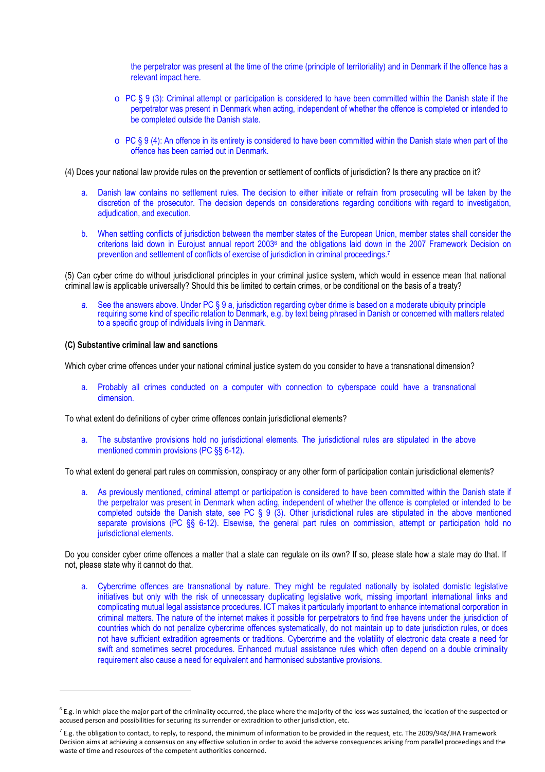the perpetrator was present at the time of the crime (principle of territoriality) and in Denmark if the offence has a relevant impact here.

- PC § 9 (3): Criminal attempt or participation is considered to have been committed within the Danish state if the perpetrator was present in Denmark when acting, independent of whether the offence is completed or intended to be completed outside the Danish state.

- PC § 9 (4): An offence in its entirety is considered to have been committed within the Danish state when part of the offence has been carried out in Denmark.

(4) Does your national law provide rules on the prevention or settlement of conflicts of jurisdiction? Is there any practice on it?

a. Danish law contains no settlement rules. The decision to either initiate or refrain from prosecuting will be taken by the discretion of the prosecutor. The decision depends on considerations regarding conditions with regard to investigation, adjudication, and execution.

b. When settling conflicts of jurisdiction between the member states of the European Union, member states shall consider the criterions laid down in Eurojust annual report 2003[6] and the obligations laid down in the 2007 Framework Decision on prevention and settlement of conflicts of exercise of jurisdiction in criminal proceedings.[7]

(5) Can cyber crime do without jurisdictional principles in your criminal justice system, which would in essence mean that national criminal law is applicable universally? Should this be limited to certain crimes, or be conditional on the basis of a treaty?

*a.* See the answers above. Under PC § 9 a, jurisdiction regarding cyber drime is based on a moderate ubiquity principle requiring some kind of specific relation to Denmark, e.g. by text being phrased in Danish or concerned with matters related to a specific group of individuals living in Danmark.

**(C) Substantive criminal law and sanctions**

Which cyber crime offences under your national criminal justice system do you consider to have a transnational dimension?

a. Probably all crimes conducted on a computer with connection to cyberspace could have a transnational dimension.

To what extent do definitions of cyber crime offences contain jurisdictional elements?

a. The substantive provisions hold no jurisdictional elements. The jurisdictional rules are stipulated in the above mentioned commin provisions (PC §§ 6-12).

To what extent do general part rules on commission, conspiracy or any other form of participation contain jurisdictional elements?

a. As previously mentioned, criminal attempt or participation is considered to have been committed within the Danish state if the perpetrator was present in Denmark when acting, independent of whether the offence is completed or intended to be completed outside the Danish state, see PC § 9 (3). Other jurisdictional rules are stipulated in the above mentioned separate provisions (PC §§ 6-12). Elsewise, the general part rules on commission, attempt or participation hold no jurisdictional elements.

Do you consider cyber crime offences a matter that a state can regulate on its own? If so, please state how a state may do that. If not, please state why it cannot do that.

a. Cybercrime offences are transnational by nature. They might be regulated nationally by isolated domistic legislative initiatives but only with the risk of unnecessary duplicating legislative work, missing important international links and complicating mutual legal assistance procedures. ICT makes it particularly important to enhance international corporation in criminal matters. The nature of the internet makes it possible for perpetrators to find free havens under the jurisdiction of countries which do not penalize cybercrime offences systematically, do not maintain up to date jurisdiction rules, or does not have sufficient extradition agreements or traditions. Cybercrime and the volatility of electronic data create a need for swift and sometimes secret procedures. Enhanced mutual assistance rules which often depend on a double criminality requirement also cause a need for equivalent and harmonised substantive provisions.

---

[6] E.g. in which place the major part of the criminality occurred, the place where the majority of the loss was sustained, the location of the suspected or accused person and possibilities for securing its surrender or extradition to other jurisdiction, etc.

[7] E.g. the obligation to contact, to reply, to respond, the minimum of information to be provided in the request, etc. The 2009/948/JHA Framework Decision aims at achieving a consensus on any effective solution in order to avoid the adverse consequences arising from parallel proceedings and the waste of time and resources of the competent authorities concerned.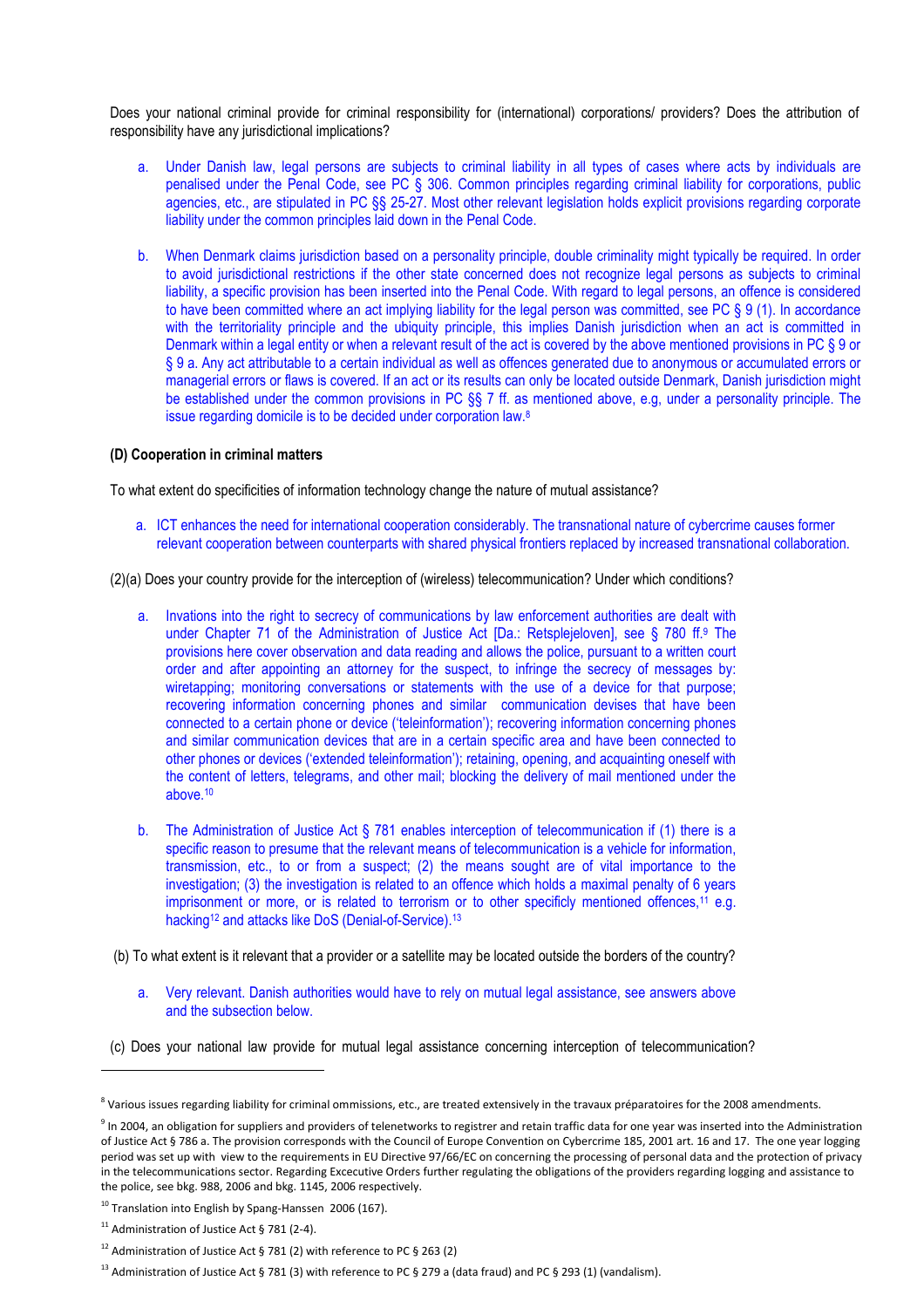Does your national criminal provide for criminal responsibility for (international) corporations/ providers? Does the attribution of responsibility have any jurisdictional implications?

a. Under Danish law, legal persons are subjects to criminal liability in all types of cases where acts by individuals are penalised under the Penal Code, see PC § 306. Common principles regarding criminal liability for corporations, public agencies, etc., are stipulated in PC §§ 25-27. Most other relevant legislation holds explicit provisions regarding corporate liability under the common principles laid down in the Penal Code.

b. When Denmark claims jurisdiction based on a personality principle, double criminality might typically be required. In order to avoid jurisdictional restrictions if the other state concerned does not recognize legal persons as subjects to criminal liability, a specific provision has been inserted into the Penal Code. With regard to legal persons, an offence is considered to have been committed where an act implying liability for the legal person was committed, see PC § 9 (1). In accordance with the territoriality principle and the ubiquity principle, this implies Danish jurisdiction when an act is committed in Denmark within a legal entity or when a relevant result of the act is covered by the above mentioned provisions in PC § 9 or § 9 a. Any act attributable to a certain individual as well as offences generated due to anonymous or accumulated errors or managerial errors or flaws is covered. If an act or its results can only be located outside Denmark, Danish jurisdiction might be established under the common provisions in PC §§ 7 ff. as mentioned above, e.g, under a personality principle. The issue regarding domicile is to be decided under corporation law.[8]

**(D) Cooperation in criminal matters**

To what extent do specificities of information technology change the nature of mutual assistance?

a. ICT enhances the need for international cooperation considerably. The transnational nature of cybercrime causes former relevant cooperation between counterparts with shared physical frontiers replaced by increased transnational collaboration.

(2)(a) Does your country provide for the interception of (wireless) telecommunication? Under which conditions?

a. Invations into the right to secrecy of communications by law enforcement authorities are dealt with under Chapter 71 of the Administration of Justice Act [Da.: Retsplejeloven], see § 780 ff.[9] The provisions here cover observation and data reading and allows the police, pursuant to a written court order and after appointing an attorney for the suspect, to infringe the secrecy of messages by: wiretapping; monitoring conversations or statements with the use of a device for that purpose; recovering information concerning phones and similar communication devises that have been connected to a certain phone or device ('teleinformation'); recovering information concerning phones and similar communication devices that are in a certain specific area and have been connected to other phones or devices ('extended teleinformation'); retaining, opening, and acquainting oneself with the content of letters, telegrams, and other mail; blocking the delivery of mail mentioned under the above.[10]

b. The Administration of Justice Act § 781 enables interception of telecommunication if (1) there is a specific reason to presume that the relevant means of telecommunication is a vehicle for information, transmission, etc., to or from a suspect; (2) the means sought are of vital importance to the investigation; (3) the investigation is related to an offence which holds a maximal penalty of 6 years imprisonment or more, or is related to terrorism or to other specificly mentioned offences,[11] e.g. hacking[12] and attacks like DoS (Denial-of-Service).[13]

(b) To what extent is it relevant that a provider or a satellite may be located outside the borders of the country?

a. Very relevant. Danish authorities would have to rely on mutual legal assistance, see answers above and the subsection below.

(c) Does your national law provide for mutual legal assistance concerning interception of telecommunication?

---

[8] Various issues regarding liability for criminal ommissions, etc., are treated extensively in the travaux préparatoires for the 2008 amendments.

[9] In 2004, an obligation for suppliers and providers of telenetworks to registrer and retain traffic data for one year was inserted into the Administration of Justice Act § 786 a. The provision corresponds with the Council of Europe Convention on Cybercrime 185, 2001 art. 16 and 17. The one year logging period was set up with view to the requirements in EU Directive 97/66/EC on concerning the processing of personal data and the protection of privacy in the telecommunications sector. Regarding Excecutive Orders further regulating the obligations of the providers regarding logging and assistance to the police, see bkg. 988, 2006 and bkg. 1145, 2006 respectively.

[10] Translation into English by Spang-Hanssen 2006 (167).

[11] Administration of Justice Act § 781 (2-4).

[12] Administration of Justice Act § 781 (2) with reference to PC § 263 (2)

[13] Administration of Justice Act § 781 (3) with reference to PC § 279 a (data fraud) and PC § 293 (1) (vandalism).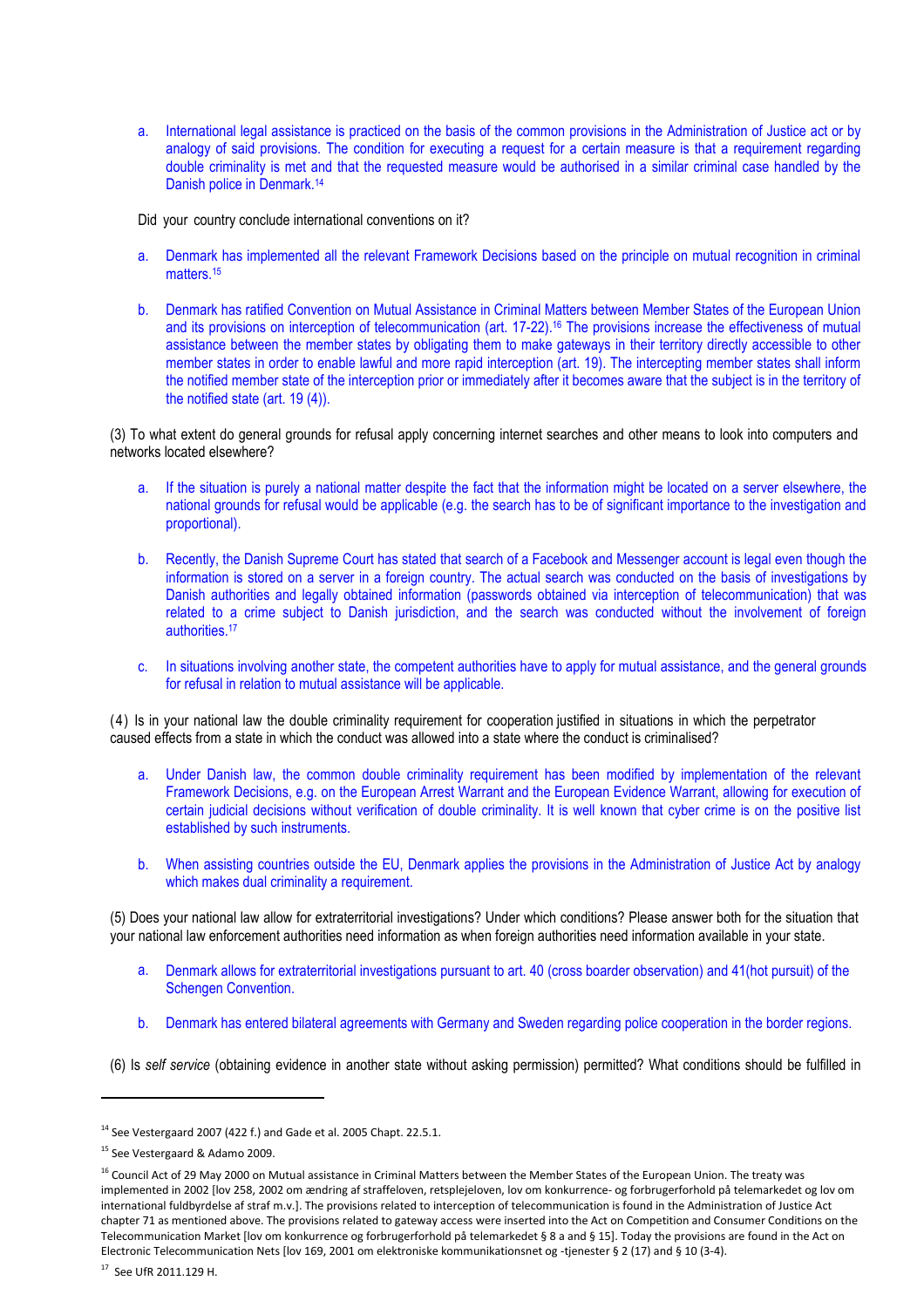a. International legal assistance is practiced on the basis of the common provisions in the Administration of Justice act or by analogy of said provisions. The condition for executing a request for a certain measure is that a requirement regarding double criminality is met and that the requested measure would be authorised in a similar criminal case handled by the Danish police in Denmark.[14]

Did your country conclude international conventions on it?

a. Denmark has implemented all the relevant Framework Decisions based on the principle on mutual recognition in criminal matters.[15]

b. Denmark has ratified Convention on Mutual Assistance in Criminal Matters between Member States of the European Union and its provisions on interception of telecommunication (art. 17-22).[16] The provisions increase the effectiveness of mutual assistance between the member states by obligating them to make gateways in their territory directly accessible to other member states in order to enable lawful and more rapid interception (art. 19). The intercepting member states shall inform the notified member state of the interception prior or immediately after it becomes aware that the subject is in the territory of the notified state (art. 19 (4)).

(3) To what extent do general grounds for refusal apply concerning internet searches and other means to look into computers and networks located elsewhere?

a. If the situation is purely a national matter despite the fact that the information might be located on a server elsewhere, the national grounds for refusal would be applicable (e.g. the search has to be of significant importance to the investigation and proportional).

b. Recently, the Danish Supreme Court has stated that search of a Facebook and Messenger account is legal even though the information is stored on a server in a foreign country. The actual search was conducted on the basis of investigations by Danish authorities and legally obtained information (passwords obtained via interception of telecommunication) that was related to a crime subject to Danish jurisdiction, and the search was conducted without the involvement of foreign authorities.[17]

c. In situations involving another state, the competent authorities have to apply for mutual assistance, and the general grounds for refusal in relation to mutual assistance will be applicable.

(4) Is in your national law the double criminality requirement for cooperation justified in situations in which the perpetrator caused effects from a state in which the conduct was allowed into a state where the conduct is criminalised?

a. Under Danish law, the common double criminality requirement has been modified by implementation of the relevant Framework Decisions, e.g. on the European Arrest Warrant and the European Evidence Warrant, allowing for execution of certain judicial decisions without verification of double criminality. It is well known that cyber crime is on the positive list established by such instruments.

b. When assisting countries outside the EU, Denmark applies the provisions in the Administration of Justice Act by analogy which makes dual criminality a requirement.

(5) Does your national law allow for extraterritorial investigations? Under which conditions? Please answer both for the situation that your national law enforcement authorities need information as when foreign authorities need information available in your state.

a. Denmark allows for extraterritorial investigations pursuant to art. 40 (cross boarder observation) and 41(hot pursuit) of the Schengen Convention.

b. Denmark has entered bilateral agreements with Germany and Sweden regarding police cooperation in the border regions.

(6) Is *self service* (obtaining evidence in another state without asking permission) permitted? What conditions should be fulfilled in

---

[14] See Vestergaard 2007 (422 f.) and Gade et al. 2005 Chapt. 22.5.1.

[15] See Vestergaard & Adamo 2009.

[16] Council Act of 29 May 2000 on Mutual assistance in Criminal Matters between the Member States of the European Union. The treaty was implemented in 2002 [lov 258, 2002 om ændring af straffeloven, retsplejeloven, lov om konkurrence- og forbrugerforhold på telemarkedet og lov om international fuldbyrdelse af straf m.v.]. The provisions related to interception of telecommunication is found in the Administration of Justice Act chapter 71 as mentioned above. The provisions related to gateway access were inserted into the Act on Competition and Consumer Conditions on the Telecommunication Market [lov om konkurrence og forbrugerforhold på telemarkedet § 8 a and § 15]. Today the provisions are found in the Act on Electronic Telecommunication Nets [lov 169, 2001 om elektroniske kommunikationsnet og -tjenester § 2 (17) and § 10 (3-4).

[17] See UfR 2011.129 H.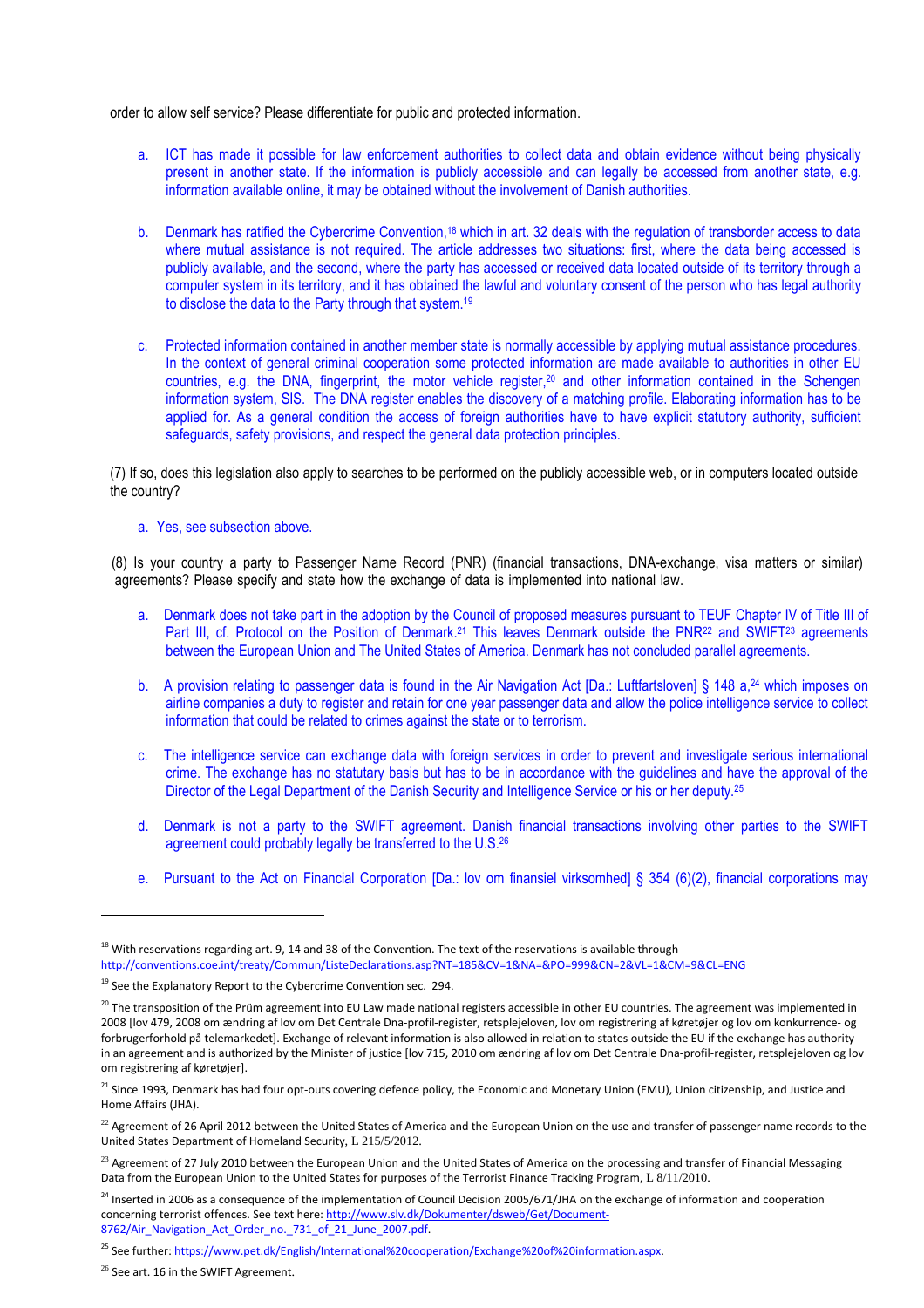order to allow self service? Please differentiate for public and protected information.

a. ICT has made it possible for law enforcement authorities to collect data and obtain evidence without being physically present in another state. If the information is publicly accessible and can legally be accessed from another state, e.g. information available online, it may be obtained without the involvement of Danish authorities.

b. Denmark has ratified the Cybercrime Convention,[18] which in art. 32 deals with the regulation of transborder access to data where mutual assistance is not required. The article addresses two situations: first, where the data being accessed is publicly available, and the second, where the party has accessed or received data located outside of its territory through a computer system in its territory, and it has obtained the lawful and voluntary consent of the person who has legal authority to disclose the data to the Party through that system.[19]

c. Protected information contained in another member state is normally accessible by applying mutual assistance procedures. In the context of general criminal cooperation some protected information are made available to authorities in other EU countries, e.g. the DNA, fingerprint, the motor vehicle register,[20] and other information contained in the Schengen information system, SIS. The DNA register enables the discovery of a matching profile. Elaborating information has to be applied for. As a general condition the access of foreign authorities have to have explicit statutory authority, sufficient safeguards, safety provisions, and respect the general data protection principles.

(7) If so, does this legislation also apply to searches to be performed on the publicly accessible web, or in computers located outside the country?

a. Yes, see subsection above.

(8) Is your country a party to Passenger Name Record (PNR) (financial transactions, DNA-exchange, visa matters or similar) agreements? Please specify and state how the exchange of data is implemented into national law.

a. Denmark does not take part in the adoption by the Council of proposed measures pursuant to TEUF Chapter IV of Title III of Part III, cf. Protocol on the Position of Denmark.[21] This leaves Denmark outside the PNR[22] and SWIFT[23] agreements between the European Union and The United States of America. Denmark has not concluded parallel agreements.

b. A provision relating to passenger data is found in the Air Navigation Act [Da.: Luftfartsloven] § 148 a,[24] which imposes on airline companies a duty to register and retain for one year passenger data and allow the police intelligence service to collect information that could be related to crimes against the state or to terrorism.

c. The intelligence service can exchange data with foreign services in order to prevent and investigate serious international crime. The exchange has no statutory basis but has to be in accordance with the guidelines and have the approval of the Director of the Legal Department of the Danish Security and Intelligence Service or his or her deputy.[25]

d. Denmark is not a party to the SWIFT agreement. Danish financial transactions involving other parties to the SWIFT agreement could probably legally be transferred to the U.S.[26]

e. Pursuant to the Act on Financial Corporation [Da.: lov om finansiel virksomhed] § 354 (6)(2), financial corporations may

---

[18] With reservations regarding art. 9, 14 and 38 of the Convention. The text of the reservations is available through http://conventions.coe.int/treaty/Commun/ListeDeclarations.asp?NT=185&CV=1&NA=&PO=999&CN=2&VL=1&CM=9&CL=ENG

[19] See the Explanatory Report to the Cybercrime Convention sec. 294.

[20] The transposition of the Prüm agreement into EU Law made national registers accessible in other EU countries. The agreement was implemented in 2008 [lov 479, 2008 om ændring af lov om Det Centrale Dna-profil-register, retsplejeloven, lov om registrering af køretøjer og lov om konkurrence- og forbrugerforhold på telemarkedet]. Exchange of relevant information is also allowed in relation to states outside the EU if the exchange has authority in an agreement and is authorized by the Minister of justice [lov 715, 2010 om ændring af lov om Det Centrale Dna-profil-register, retsplejeloven og lov om registrering af køretøjer].

[21] Since 1993, Denmark has had four opt-outs covering defence policy, the Economic and Monetary Union (EMU), Union citizenship, and Justice and Home Affairs (JHA).

[22] Agreement of 26 April 2012 between the United States of America and the European Union on the use and transfer of passenger name records to the United States Department of Homeland Security, L 215/5/2012.

[23] Agreement of 27 July 2010 between the European Union and the United States of America on the processing and transfer of Financial Messaging Data from the European Union to the United States for purposes of the Terrorist Finance Tracking Program, L 8/11/2010.

[24] Inserted in 2006 as a consequence of the implementation of Council Decision 2005/671/JHA on the exchange of information and cooperation concerning terrorist offences. See text here: http://www.slv.dk/Dokumenter/dsweb/Get/Document-8762/Air_Navigation_Act_Order_no._731_of_21_June_2007.pdf.

[25] See further: https://www.pet.dk/English/International%20cooperation/Exchange%20of%20information.aspx.

[26] See art. 16 in the SWIFT Agreement.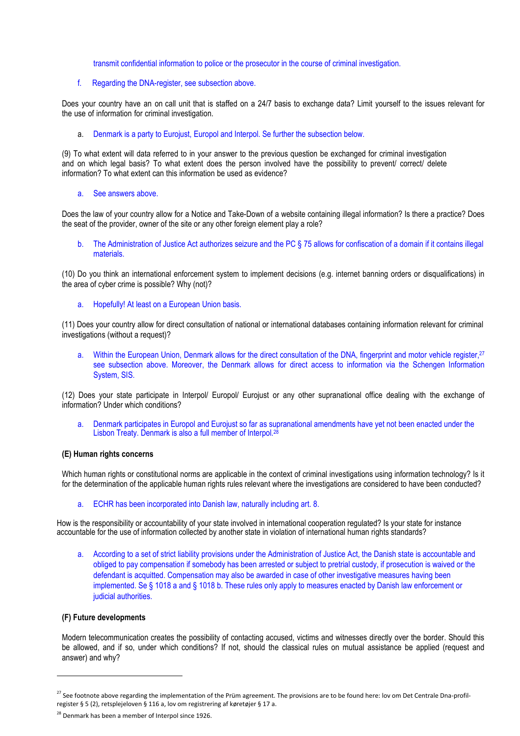transmit confidential information to police or the prosecutor in the course of criminal investigation.

f. Regarding the DNA-register, see subsection above.

Does your country have an on call unit that is staffed on a 24/7 basis to exchange data? Limit yourself to the issues relevant for the use of information for criminal investigation.

a. Denmark is a party to Eurojust, Europol and Interpol. Se further the subsection below.

(9) To what extent will data referred to in your answer to the previous question be exchanged for criminal investigation and on which legal basis? To what extent does the person involved have the possibility to prevent/ correct/ delete information? To what extent can this information be used as evidence?

a. See answers above.

Does the law of your country allow for a Notice and Take-Down of a website containing illegal information? Is there a practice? Does the seat of the provider, owner of the site or any other foreign element play a role?

b. The Administration of Justice Act authorizes seizure and the PC § 75 allows for confiscation of a domain if it contains illegal materials.

(10) Do you think an international enforcement system to implement decisions (e.g. internet banning orders or disqualifications) in the area of cyber crime is possible? Why (not)?

a. Hopefully! At least on a European Union basis.

(11) Does your country allow for direct consultation of national or international databases containing information relevant for criminal investigations (without a request)?

a. Within the European Union, Denmark allows for the direct consultation of the DNA, fingerprint and motor vehicle register,[27] see subsection above. Moreover, the Denmark allows for direct access to information via the Schengen Information System, SIS.

(12) Does your state participate in Interpol/ Europol/ Eurojust or any other supranational office dealing with the exchange of information? Under which conditions?

a. Denmark participates in Europol and Eurojust so far as supranational amendments have yet not been enacted under the Lisbon Treaty. Denmark is also a full member of Interpol.[28]

### (E) Human rights concerns

Which human rights or constitutional norms are applicable in the context of criminal investigations using information technology? Is it for the determination of the applicable human rights rules relevant where the investigations are considered to have been conducted?

a. ECHR has been incorporated into Danish law, naturally including art. 8.

How is the responsibility or accountability of your state involved in international cooperation regulated? Is your state for instance accountable for the use of information collected by another state in violation of international human rights standards?

a. According to a set of strict liability provisions under the Administration of Justice Act, the Danish state is accountable and obliged to pay compensation if somebody has been arrested or subject to pretrial custody, if prosecution is waived or the defendant is acquitted. Compensation may also be awarded in case of other investigative measures having been implemented. Se § 1018 a and § 1018 b. These rules only apply to measures enacted by Danish law enforcement or judicial authorities.

### (F) Future developments

Modern telecommunication creates the possibility of contacting accused, victims and witnesses directly over the border. Should this be allowed, and if so, under which conditions? If not, should the classical rules on mutual assistance be applied (request and answer) and why?

---

[27] See footnote above regarding the implementation of the Prüm agreement. The provisions are to be found here: lov om Det Centrale Dna-profil-register § 5 (2), retsplejeloven § 116 a, lov om registrering af køretøjer § 17 a.

[28] Denmark has been a member of Interpol since 1926.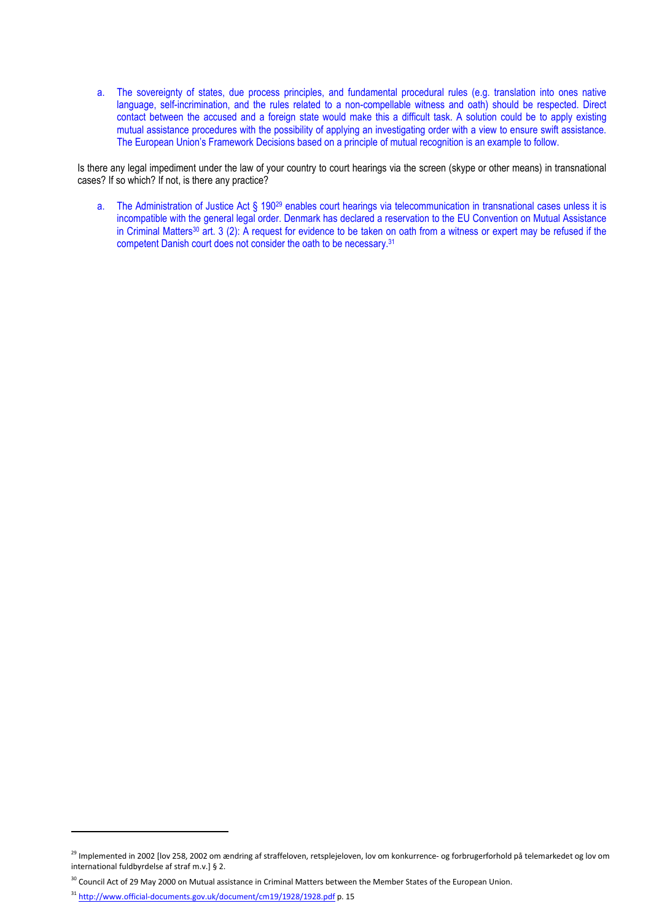a. The sovereignty of states, due process principles, and fundamental procedural rules (e.g. translation into ones native language, self-incrimination, and the rules related to a non-compellable witness and oath) should be respected. Direct contact between the accused and a foreign state would make this a difficult task. A solution could be to apply existing mutual assistance procedures with the possibility of applying an investigating order with a view to ensure swift assistance. The European Union's Framework Decisions based on a principle of mutual recognition is an example to follow.

Is there any legal impediment under the law of your country to court hearings via the screen (skype or other means) in transnational cases? If so which? If not, is there any practice?

a. The Administration of Justice Act § 190[29] enables court hearings via telecommunication in transnational cases unless it is incompatible with the general legal order. Denmark has declared a reservation to the EU Convention on Mutual Assistance in Criminal Matters[30] art. 3 (2): A request for evidence to be taken on oath from a witness or expert may be refused if the competent Danish court does not consider the oath to be necessary.[31]

---

[29] Implemented in 2002 [lov 258, 2002 om ændring af straffeloven, retsplejeloven, lov om konkurrence- og forbrugerforhold på telemarkedet og lov om international fuldbyrdelse af straf m.v.] § 2.

[30] Council Act of 29 May 2000 on Mutual assistance in Criminal Matters between the Member States of the European Union.

[31] http://www.official-documents.gov.uk/document/cm19/1928/1928.pdf p. 15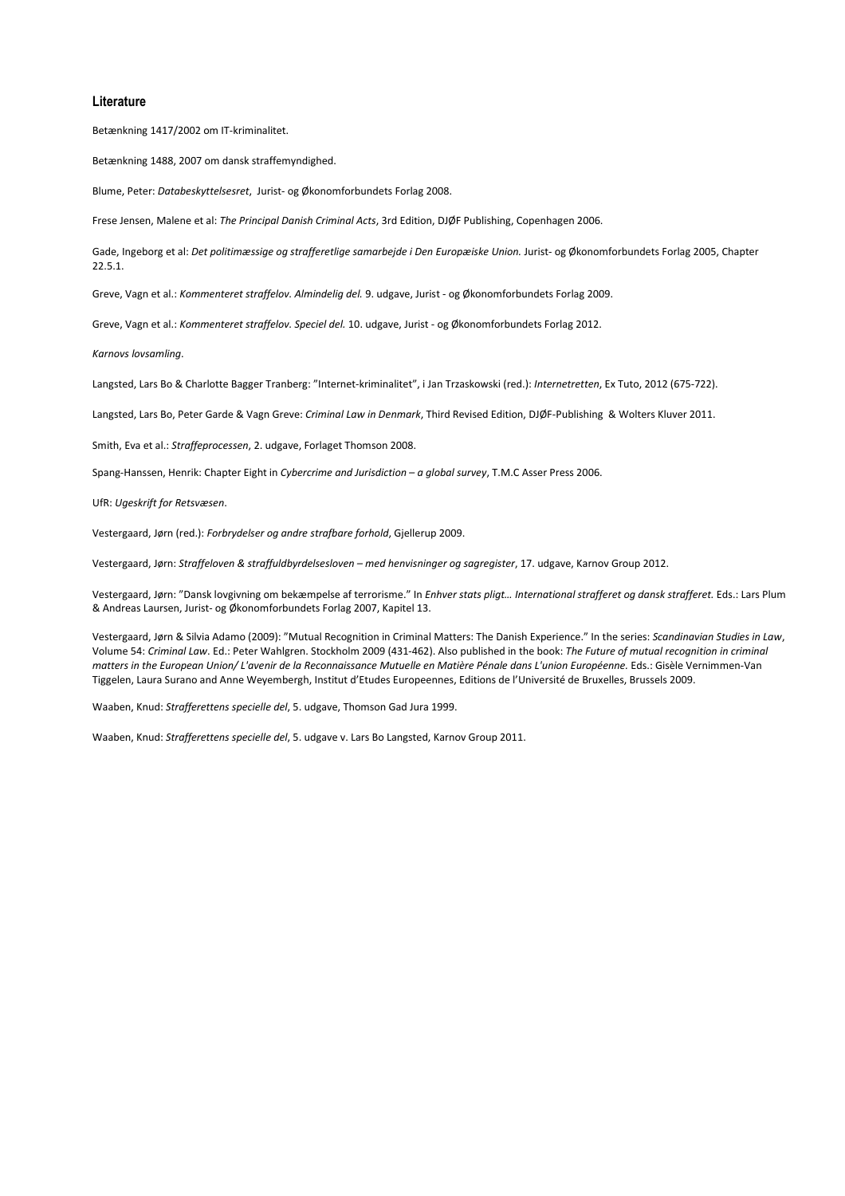## Literature

Betænkning 1417/2002 om IT-kriminalitet.

Betænkning 1488, 2007 om dansk straffemyndighed.

Blume, Peter: *Databeskyttelsesret*, Jurist- og Økonomforbundets Forlag 2008.

Frese Jensen, Malene et al: *The Principal Danish Criminal Acts*, 3rd Edition, DJØF Publishing, Copenhagen 2006.

Gade, Ingeborg et al: *Det politimæssige og strafferetlige samarbejde i Den Europæiske Union.* Jurist- og Økonomforbundets Forlag 2005, Chapter 22.5.1.

Greve, Vagn et al.: *Kommenteret straffelov. Almindelig del.* 9. udgave, Jurist - og Økonomforbundets Forlag 2009.

Greve, Vagn et al.: *Kommenteret straffelov. Speciel del.* 10. udgave, Jurist - og Økonomforbundets Forlag 2012.

*Karnovs lovsamling*.

Langsted, Lars Bo & Charlotte Bagger Tranberg: "Internet-kriminalitet", i Jan Trzaskowski (red.): *Internetretten*, Ex Tuto, 2012 (675-722).

Langsted, Lars Bo, Peter Garde & Vagn Greve: *Criminal Law in Denmark*, Third Revised Edition, DJØF-Publishing & Wolters Kluver 2011.

Smith, Eva et al.: *Straffeprocessen*, 2. udgave, Forlaget Thomson 2008.

Spang-Hanssen, Henrik: Chapter Eight in *Cybercrime and Jurisdiction – a global survey*, T.M.C Asser Press 2006.

UfR: *Ugeskrift for Retsvæsen*.

Vestergaard, Jørn (red.): *Forbrydelser og andre strafbare forhold*, Gjellerup 2009.

Vestergaard, Jørn: *Straffeloven & straffuldbyrdelsesloven – med henvisninger og sagregister*, 17. udgave, Karnov Group 2012.

Vestergaard, Jørn: "Dansk lovgivning om bekæmpelse af terrorisme." In *Enhver stats pligt… International strafferet og dansk strafferet.* Eds.: Lars Plum & Andreas Laursen, Jurist- og Økonomforbundets Forlag 2007, Kapitel 13.

Vestergaard, Jørn & Silvia Adamo (2009): "Mutual Recognition in Criminal Matters: The Danish Experience." In the series: *Scandinavian Studies in Law*, Volume 54: *Criminal Law*. Ed.: Peter Wahlgren. Stockholm 2009 (431-462). Also published in the book: *The Future of mutual recognition in criminal matters in the European Union/ L'avenir de la Reconnaissance Mutuelle en Matière Pénale dans L'union Européenne.* Eds.: Gisèle Vernimmen-Van Tiggelen, Laura Surano and Anne Weyembergh, Institut d'Etudes Europeennes, Editions de l'Université de Bruxelles, Brussels 2009.

Waaben, Knud: *Strafferettens specielle del*, 5. udgave, Thomson Gad Jura 1999.

Waaben, Knud: *Strafferettens specielle del*, 5. udgave v. Lars Bo Langsted, Karnov Group 2011.